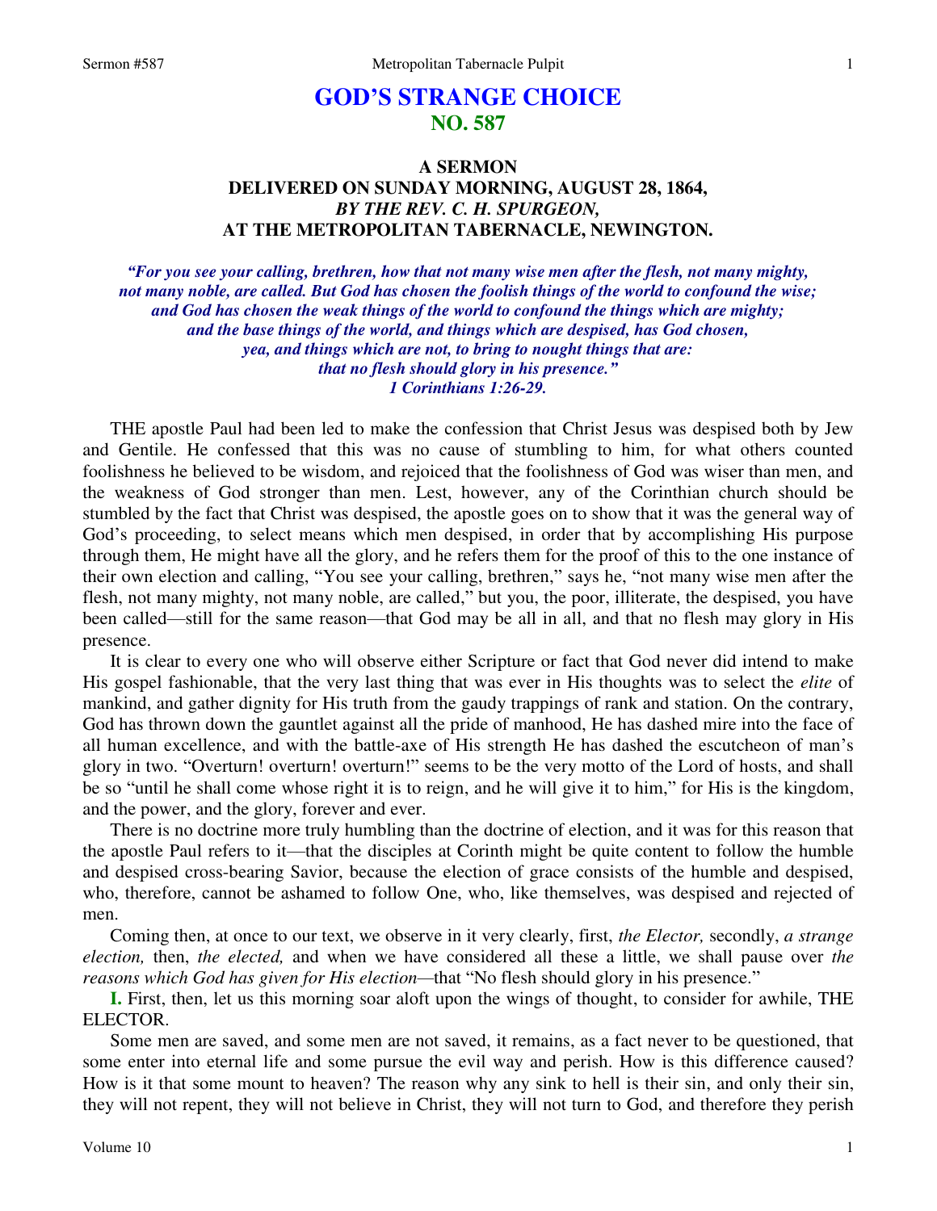# GOD'S STRANGE CHOICE
## NO. 587

### A SERMON
### DELIVERED ON SUNDAY MORNING, AUGUST 28, 1864,
### *BY THE REV. C. H. SPURGEON,*
### AT THE METROPOLITAN TABERNACLE, NEWINGTON.

***"For you see your calling, brethren, how that not many wise men after the flesh, not many mighty, not many noble, are called. But God has chosen the foolish things of the world to confound the wise; and God has chosen the weak things of the world to confound the things which are mighty; and the base things of the world, and things which are despised, has God chosen, yea, and things which are not, to bring to nought things that are: that no flesh should glory in his presence." 1 Corinthians 1:26-29.***

THE apostle Paul had been led to make the confession that Christ Jesus was despised both by Jew and Gentile. He confessed that this was no cause of stumbling to him, for what others counted foolishness he believed to be wisdom, and rejoiced that the foolishness of God was wiser than men, and the weakness of God stronger than men. Lest, however, any of the Corinthian church should be stumbled by the fact that Christ was despised, the apostle goes on to show that it was the general way of God's proceeding, to select means which men despised, in order that by accomplishing His purpose through them, He might have all the glory, and he refers them for the proof of this to the one instance of their own election and calling, "You see your calling, brethren," says he, "not many wise men after the flesh, not many mighty, not many noble, are called," but you, the poor, illiterate, the despised, you have been called—still for the same reason—that God may be all in all, and that no flesh may glory in His presence.

It is clear to every one who will observe either Scripture or fact that God never did intend to make His gospel fashionable, that the very last thing that was ever in His thoughts was to select the *elite* of mankind, and gather dignity for His truth from the gaudy trappings of rank and station. On the contrary, God has thrown down the gauntlet against all the pride of manhood, He has dashed mire into the face of all human excellence, and with the battle-axe of His strength He has dashed the escutcheon of man's glory in two. "Overturn! overturn! overturn!" seems to be the very motto of the Lord of hosts, and shall be so "until he shall come whose right it is to reign, and he will give it to him," for His is the kingdom, and the power, and the glory, forever and ever.

There is no doctrine more truly humbling than the doctrine of election, and it was for this reason that the apostle Paul refers to it—that the disciples at Corinth might be quite content to follow the humble and despised cross-bearing Savior, because the election of grace consists of the humble and despised, who, therefore, cannot be ashamed to follow One, who, like themselves, was despised and rejected of men.

Coming then, at once to our text, we observe in it very clearly, first, *the Elector,* secondly, *a strange election,* then, *the elected,* and when we have considered all these a little, we shall pause over *the reasons which God has given for His election*—that "No flesh should glory in his presence."

**I.** First, then, let us this morning soar aloft upon the wings of thought, to consider for awhile, THE ELECTOR.

Some men are saved, and some men are not saved, it remains, as a fact never to be questioned, that some enter into eternal life and some pursue the evil way and perish. How is this difference caused? How is it that some mount to heaven? The reason why any sink to hell is their sin, and only their sin, they will not repent, they will not believe in Christ, they will not turn to God, and therefore they perish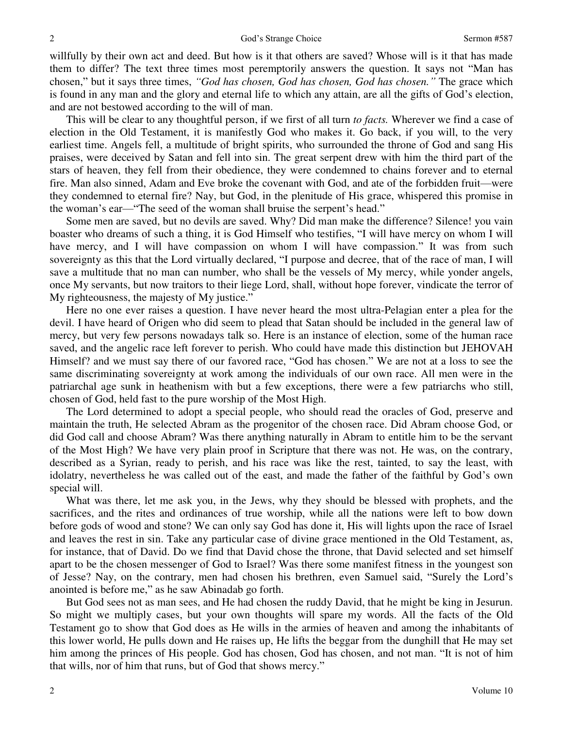willfully by their own act and deed. But how is it that others are saved? Whose will is it that has made them to differ? The text three times most peremptorily answers the question. It says not "Man has chosen," but it says three times, *"God has chosen, God has chosen, God has chosen."* The grace which is found in any man and the glory and eternal life to which any attain, are all the gifts of God's election, and are not bestowed according to the will of man.

This will be clear to any thoughtful person, if we first of all turn *to facts.* Wherever we find a case of election in the Old Testament, it is manifestly God who makes it. Go back, if you will, to the very earliest time. Angels fell, a multitude of bright spirits, who surrounded the throne of God and sang His praises, were deceived by Satan and fell into sin. The great serpent drew with him the third part of the stars of heaven, they fell from their obedience, they were condemned to chains forever and to eternal fire. Man also sinned, Adam and Eve broke the covenant with God, and ate of the forbidden fruit—were they condemned to eternal fire? Nay, but God, in the plenitude of His grace, whispered this promise in the woman's ear—"The seed of the woman shall bruise the serpent's head."

Some men are saved, but no devils are saved. Why? Did man make the difference? Silence! you vain boaster who dreams of such a thing, it is God Himself who testifies, "I will have mercy on whom I will have mercy, and I will have compassion on whom I will have compassion." It was from such sovereignty as this that the Lord virtually declared, "I purpose and decree, that of the race of man, I will save a multitude that no man can number, who shall be the vessels of My mercy, while yonder angels, once My servants, but now traitors to their liege Lord, shall, without hope forever, vindicate the terror of My righteousness, the majesty of My justice."

Here no one ever raises a question. I have never heard the most ultra-Pelagian enter a plea for the devil. I have heard of Origen who did seem to plead that Satan should be included in the general law of mercy, but very few persons nowadays talk so. Here is an instance of election, some of the human race saved, and the angelic race left forever to perish. Who could have made this distinction but JEHOVAH Himself? and we must say there of our favored race, "God has chosen." We are not at a loss to see the same discriminating sovereignty at work among the individuals of our own race. All men were in the patriarchal age sunk in heathenism with but a few exceptions, there were a few patriarchs who still, chosen of God, held fast to the pure worship of the Most High.

The Lord determined to adopt a special people, who should read the oracles of God, preserve and maintain the truth, He selected Abram as the progenitor of the chosen race. Did Abram choose God, or did God call and choose Abram? Was there anything naturally in Abram to entitle him to be the servant of the Most High? We have very plain proof in Scripture that there was not. He was, on the contrary, described as a Syrian, ready to perish, and his race was like the rest, tainted, to say the least, with idolatry, nevertheless he was called out of the east, and made the father of the faithful by God's own special will.

What was there, let me ask you, in the Jews, why they should be blessed with prophets, and the sacrifices, and the rites and ordinances of true worship, while all the nations were left to bow down before gods of wood and stone? We can only say God has done it, His will lights upon the race of Israel and leaves the rest in sin. Take any particular case of divine grace mentioned in the Old Testament, as, for instance, that of David. Do we find that David chose the throne, that David selected and set himself apart to be the chosen messenger of God to Israel? Was there some manifest fitness in the youngest son of Jesse? Nay, on the contrary, men had chosen his brethren, even Samuel said, "Surely the Lord's anointed is before me," as he saw Abinadab go forth.

But God sees not as man sees, and He had chosen the ruddy David, that he might be king in Jesurun. So might we multiply cases, but your own thoughts will spare my words. All the facts of the Old Testament go to show that God does as He wills in the armies of heaven and among the inhabitants of this lower world, He pulls down and He raises up, He lifts the beggar from the dunghill that He may set him among the princes of His people. God has chosen, God has chosen, and not man. "It is not of him that wills, nor of him that runs, but of God that shows mercy."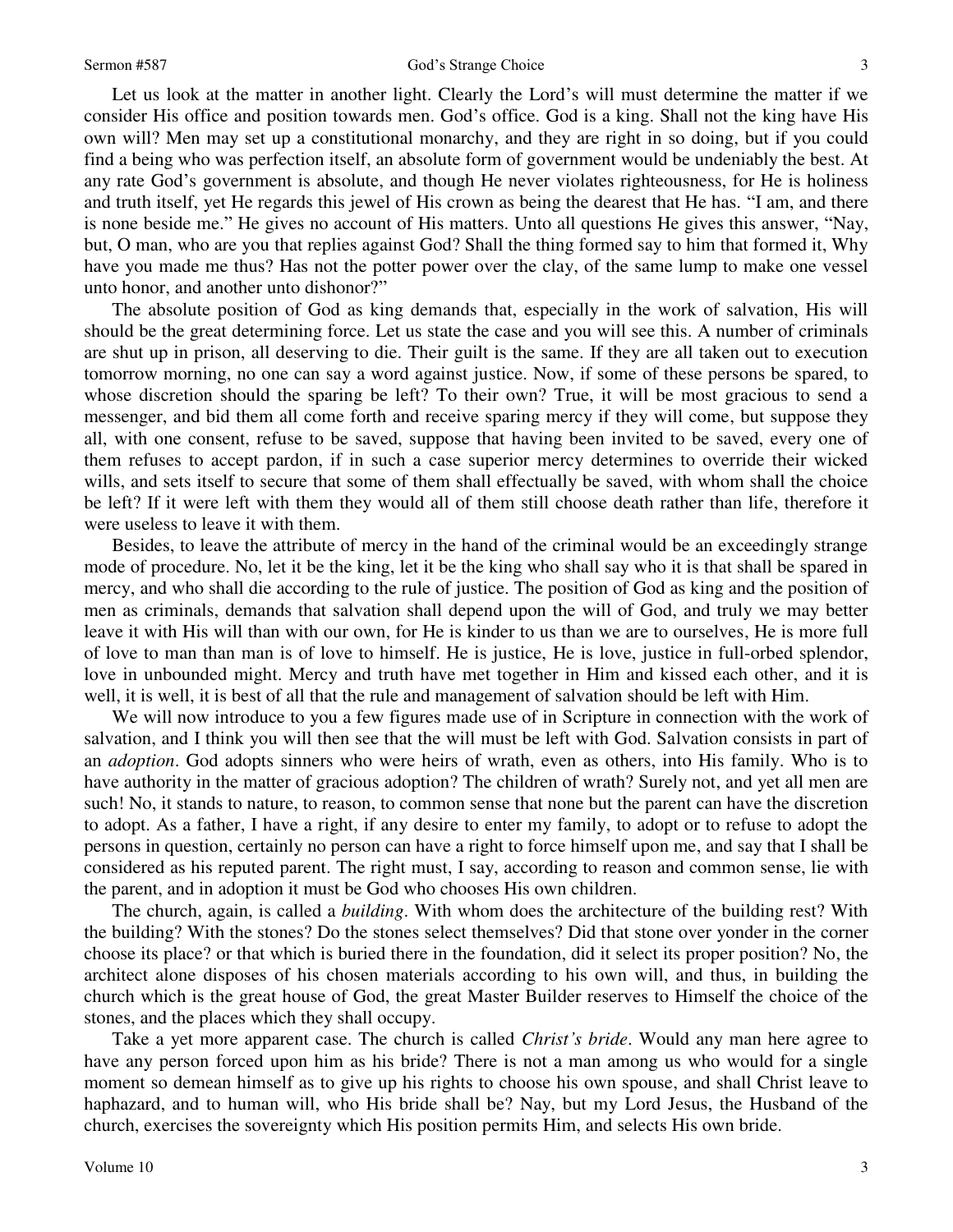Let us look at the matter in another light. Clearly the Lord's will must determine the matter if we consider His office and position towards men. God's office. God is a king. Shall not the king have His own will? Men may set up a constitutional monarchy, and they are right in so doing, but if you could find a being who was perfection itself, an absolute form of government would be undeniably the best. At any rate God's government is absolute, and though He never violates righteousness, for He is holiness and truth itself, yet He regards this jewel of His crown as being the dearest that He has. "I am, and there is none beside me." He gives no account of His matters. Unto all questions He gives this answer, "Nay, but, O man, who are you that replies against God? Shall the thing formed say to him that formed it, Why have you made me thus? Has not the potter power over the clay, of the same lump to make one vessel unto honor, and another unto dishonor?"

The absolute position of God as king demands that, especially in the work of salvation, His will should be the great determining force. Let us state the case and you will see this. A number of criminals are shut up in prison, all deserving to die. Their guilt is the same. If they are all taken out to execution tomorrow morning, no one can say a word against justice. Now, if some of these persons be spared, to whose discretion should the sparing be left? To their own? True, it will be most gracious to send a messenger, and bid them all come forth and receive sparing mercy if they will come, but suppose they all, with one consent, refuse to be saved, suppose that having been invited to be saved, every one of them refuses to accept pardon, if in such a case superior mercy determines to override their wicked wills, and sets itself to secure that some of them shall effectually be saved, with whom shall the choice be left? If it were left with them they would all of them still choose death rather than life, therefore it were useless to leave it with them.

Besides, to leave the attribute of mercy in the hand of the criminal would be an exceedingly strange mode of procedure. No, let it be the king, let it be the king who shall say who it is that shall be spared in mercy, and who shall die according to the rule of justice. The position of God as king and the position of men as criminals, demands that salvation shall depend upon the will of God, and truly we may better leave it with His will than with our own, for He is kinder to us than we are to ourselves, He is more full of love to man than man is of love to himself. He is justice, He is love, justice in full-orbed splendor, love in unbounded might. Mercy and truth have met together in Him and kissed each other, and it is well, it is well, it is best of all that the rule and management of salvation should be left with Him.

We will now introduce to you a few figures made use of in Scripture in connection with the work of salvation, and I think you will then see that the will must be left with God. Salvation consists in part of an *adoption*. God adopts sinners who were heirs of wrath, even as others, into His family. Who is to have authority in the matter of gracious adoption? The children of wrath? Surely not, and yet all men are such! No, it stands to nature, to reason, to common sense that none but the parent can have the discretion to adopt. As a father, I have a right, if any desire to enter my family, to adopt or to refuse to adopt the persons in question, certainly no person can have a right to force himself upon me, and say that I shall be considered as his reputed parent. The right must, I say, according to reason and common sense, lie with the parent, and in adoption it must be God who chooses His own children.

The church, again, is called a *building*. With whom does the architecture of the building rest? With the building? With the stones? Do the stones select themselves? Did that stone over yonder in the corner choose its place? or that which is buried there in the foundation, did it select its proper position? No, the architect alone disposes of his chosen materials according to his own will, and thus, in building the church which is the great house of God, the great Master Builder reserves to Himself the choice of the stones, and the places which they shall occupy.

Take a yet more apparent case. The church is called *Christ's bride*. Would any man here agree to have any person forced upon him as his bride? There is not a man among us who would for a single moment so demean himself as to give up his rights to choose his own spouse, and shall Christ leave to haphazard, and to human will, who His bride shall be? Nay, but my Lord Jesus, the Husband of the church, exercises the sovereignty which His position permits Him, and selects His own bride.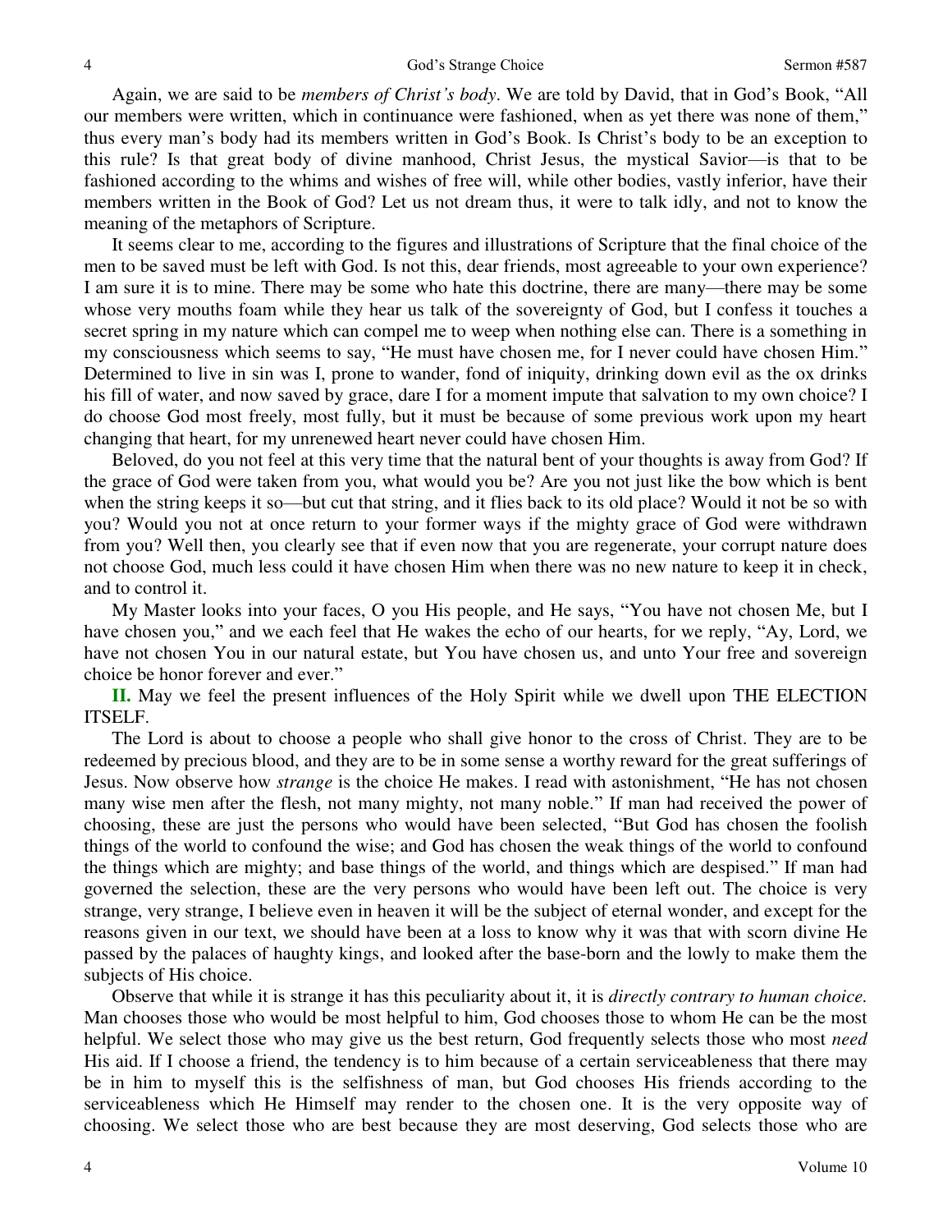Again, we are said to be *members of Christ's body*. We are told by David, that in God's Book, "All our members were written, which in continuance were fashioned, when as yet there was none of them," thus every man's body had its members written in God's Book. Is Christ's body to be an exception to this rule? Is that great body of divine manhood, Christ Jesus, the mystical Savior—is that to be fashioned according to the whims and wishes of free will, while other bodies, vastly inferior, have their members written in the Book of God? Let us not dream thus, it were to talk idly, and not to know the meaning of the metaphors of Scripture.

It seems clear to me, according to the figures and illustrations of Scripture that the final choice of the men to be saved must be left with God. Is not this, dear friends, most agreeable to your own experience? I am sure it is to mine. There may be some who hate this doctrine, there are many—there may be some whose very mouths foam while they hear us talk of the sovereignty of God, but I confess it touches a secret spring in my nature which can compel me to weep when nothing else can. There is a something in my consciousness which seems to say, "He must have chosen me, for I never could have chosen Him." Determined to live in sin was I, prone to wander, fond of iniquity, drinking down evil as the ox drinks his fill of water, and now saved by grace, dare I for a moment impute that salvation to my own choice? I do choose God most freely, most fully, but it must be because of some previous work upon my heart changing that heart, for my unrenewed heart never could have chosen Him.

Beloved, do you not feel at this very time that the natural bent of your thoughts is away from God? If the grace of God were taken from you, what would you be? Are you not just like the bow which is bent when the string keeps it so—but cut that string, and it flies back to its old place? Would it not be so with you? Would you not at once return to your former ways if the mighty grace of God were withdrawn from you? Well then, you clearly see that if even now that you are regenerate, your corrupt nature does not choose God, much less could it have chosen Him when there was no new nature to keep it in check, and to control it.

My Master looks into your faces, O you His people, and He says, "You have not chosen Me, but I have chosen you," and we each feel that He wakes the echo of our hearts, for we reply, "Ay, Lord, we have not chosen You in our natural estate, but You have chosen us, and unto Your free and sovereign choice be honor forever and ever."

**II.** May we feel the present influences of the Holy Spirit while we dwell upon THE ELECTION ITSELF.

The Lord is about to choose a people who shall give honor to the cross of Christ. They are to be redeemed by precious blood, and they are to be in some sense a worthy reward for the great sufferings of Jesus. Now observe how *strange* is the choice He makes. I read with astonishment, "He has not chosen many wise men after the flesh, not many mighty, not many noble." If man had received the power of choosing, these are just the persons who would have been selected, "But God has chosen the foolish things of the world to confound the wise; and God has chosen the weak things of the world to confound the things which are mighty; and base things of the world, and things which are despised." If man had governed the selection, these are the very persons who would have been left out. The choice is very strange, very strange, I believe even in heaven it will be the subject of eternal wonder, and except for the reasons given in our text, we should have been at a loss to know why it was that with scorn divine He passed by the palaces of haughty kings, and looked after the base-born and the lowly to make them the subjects of His choice.

Observe that while it is strange it has this peculiarity about it, it is *directly contrary to human choice*. Man chooses those who would be most helpful to him, God chooses those to whom He can be the most helpful. We select those who may give us the best return, God frequently selects those who most *need* His aid. If I choose a friend, the tendency is to him because of a certain serviceableness that there may be in him to myself this is the selfishness of man, but God chooses His friends according to the serviceableness which He Himself may render to the chosen one. It is the very opposite way of choosing. We select those who are best because they are most deserving, God selects those who are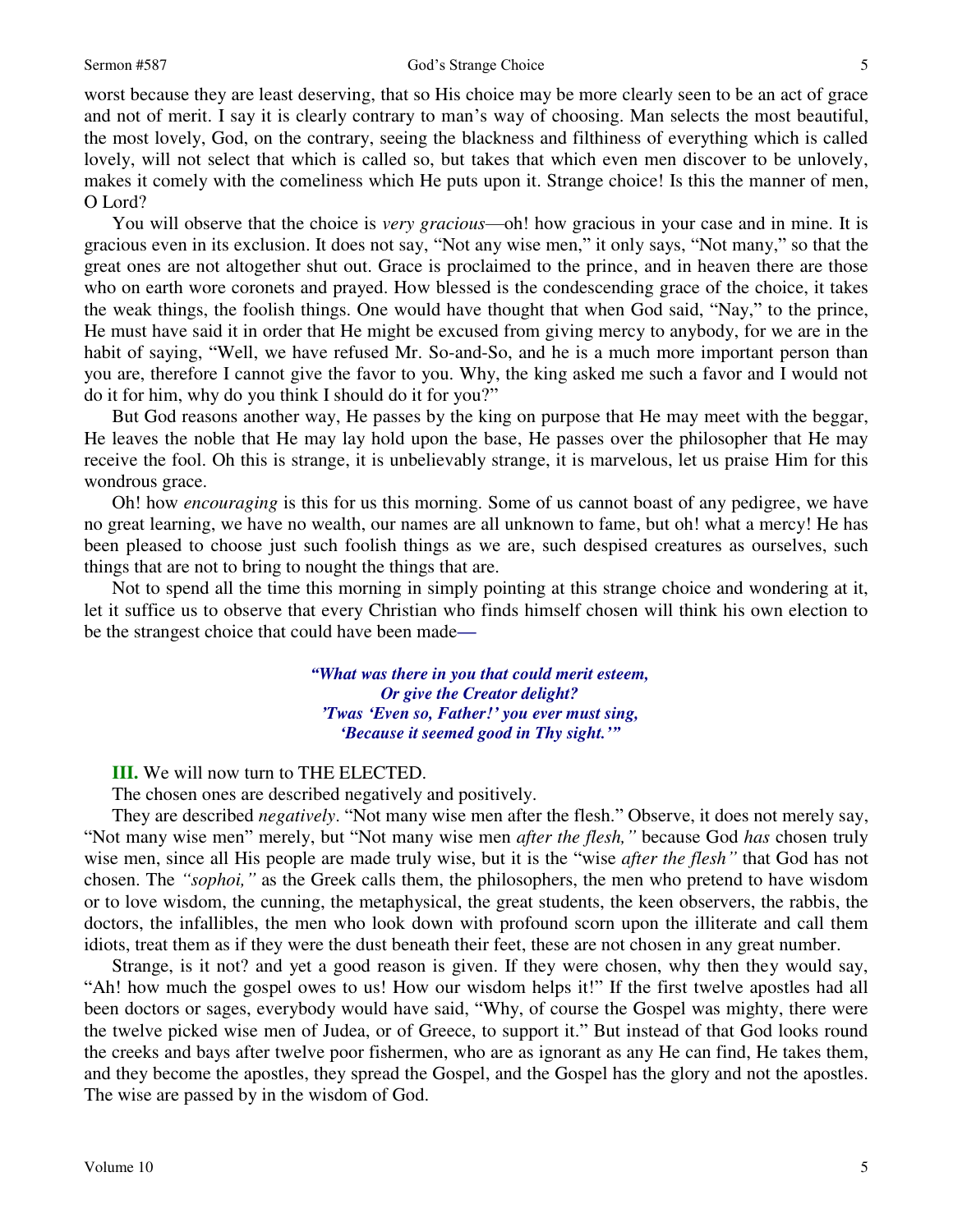worst because they are least deserving, that so His choice may be more clearly seen to be an act of grace and not of merit. I say it is clearly contrary to man's way of choosing. Man selects the most beautiful, the most lovely, God, on the contrary, seeing the blackness and filthiness of everything which is called lovely, will not select that which is called so, but takes that which even men discover to be unlovely, makes it comely with the comeliness which He puts upon it. Strange choice! Is this the manner of men, O Lord?

You will observe that the choice is *very gracious*—oh! how gracious in your case and in mine. It is gracious even in its exclusion. It does not say, "Not any wise men," it only says, "Not many," so that the great ones are not altogether shut out. Grace is proclaimed to the prince, and in heaven there are those who on earth wore coronets and prayed. How blessed is the condescending grace of the choice, it takes the weak things, the foolish things. One would have thought that when God said, "Nay," to the prince, He must have said it in order that He might be excused from giving mercy to anybody, for we are in the habit of saying, "Well, we have refused Mr. So-and-So, and he is a much more important person than you are, therefore I cannot give the favor to you. Why, the king asked me such a favor and I would not do it for him, why do you think I should do it for you?"

But God reasons another way, He passes by the king on purpose that He may meet with the beggar, He leaves the noble that He may lay hold upon the base, He passes over the philosopher that He may receive the fool. Oh this is strange, it is unbelievably strange, it is marvelous, let us praise Him for this wondrous grace.

Oh! how *encouraging* is this for us this morning. Some of us cannot boast of any pedigree, we have no great learning, we have no wealth, our names are all unknown to fame, but oh! what a mercy! He has been pleased to choose just such foolish things as we are, such despised creatures as ourselves, such things that are not to bring to nought the things that are.

Not to spend all the time this morning in simply pointing at this strange choice and wondering at it, let it suffice us to observe that every Christian who finds himself chosen will think his own election to be the strangest choice that could have been made—

> ***"What was there in you that could merit esteem,***
> ***Or give the Creator delight?***
> ***'Twas 'Even so, Father!' you ever must sing,***
> ***'Because it seemed good in Thy sight.'"***

**III.** We will now turn to THE ELECTED.

The chosen ones are described negatively and positively.

They are described *negatively*. "Not many wise men after the flesh." Observe, it does not merely say, "Not many wise men" merely, but "Not many wise men *after the flesh,"* because God *has* chosen truly wise men, since all His people are made truly wise, but it is the "wise *after the flesh"* that God has not chosen. The *"sophoi,"* as the Greek calls them, the philosophers, the men who pretend to have wisdom or to love wisdom, the cunning, the metaphysical, the great students, the keen observers, the rabbis, the doctors, the infallibles, the men who look down with profound scorn upon the illiterate and call them idiots, treat them as if they were the dust beneath their feet, these are not chosen in any great number.

Strange, is it not? and yet a good reason is given. If they were chosen, why then they would say, "Ah! how much the gospel owes to us! How our wisdom helps it!" If the first twelve apostles had all been doctors or sages, everybody would have said, "Why, of course the Gospel was mighty, there were the twelve picked wise men of Judea, or of Greece, to support it." But instead of that God looks round the creeks and bays after twelve poor fishermen, who are as ignorant as any He can find, He takes them, and they become the apostles, they spread the Gospel, and the Gospel has the glory and not the apostles. The wise are passed by in the wisdom of God.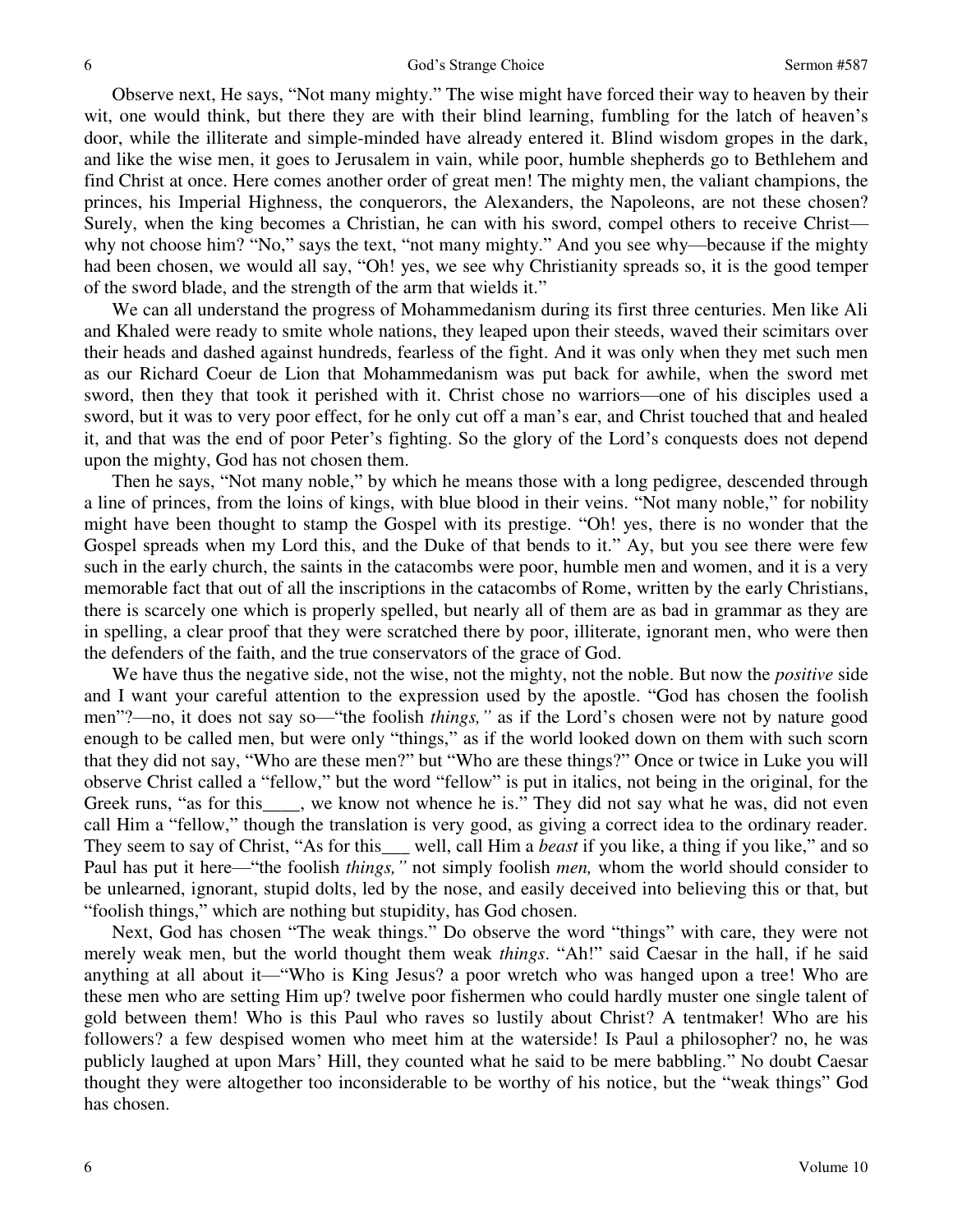Observe next, He says, "Not many mighty." The wise might have forced their way to heaven by their wit, one would think, but there they are with their blind learning, fumbling for the latch of heaven's door, while the illiterate and simple-minded have already entered it. Blind wisdom gropes in the dark, and like the wise men, it goes to Jerusalem in vain, while poor, humble shepherds go to Bethlehem and find Christ at once. Here comes another order of great men! The mighty men, the valiant champions, the princes, his Imperial Highness, the conquerors, the Alexanders, the Napoleons, are not these chosen? Surely, when the king becomes a Christian, he can with his sword, compel others to receive Christ—why not choose him? "No," says the text, "not many mighty." And you see why—because if the mighty had been chosen, we would all say, "Oh! yes, we see why Christianity spreads so, it is the good temper of the sword blade, and the strength of the arm that wields it."

We can all understand the progress of Mohammedanism during its first three centuries. Men like Ali and Khaled were ready to smite whole nations, they leaped upon their steeds, waved their scimitars over their heads and dashed against hundreds, fearless of the fight. And it was only when they met such men as our Richard Coeur de Lion that Mohammedanism was put back for awhile, when the sword met sword, then they that took it perished with it. Christ chose no warriors—one of his disciples used a sword, but it was to very poor effect, for he only cut off a man's ear, and Christ touched that and healed it, and that was the end of poor Peter's fighting. So the glory of the Lord's conquests does not depend upon the mighty, God has not chosen them.

Then he says, "Not many noble," by which he means those with a long pedigree, descended through a line of princes, from the loins of kings, with blue blood in their veins. "Not many noble," for nobility might have been thought to stamp the Gospel with its prestige. "Oh! yes, there is no wonder that the Gospel spreads when my Lord this, and the Duke of that bends to it." Ay, but you see there were few such in the early church, the saints in the catacombs were poor, humble men and women, and it is a very memorable fact that out of all the inscriptions in the catacombs of Rome, written by the early Christians, there is scarcely one which is properly spelled, but nearly all of them are as bad in grammar as they are in spelling, a clear proof that they were scratched there by poor, illiterate, ignorant men, who were then the defenders of the faith, and the true conservators of the grace of God.

We have thus the negative side, not the wise, not the mighty, not the noble. But now the *positive* side and I want your careful attention to the expression used by the apostle. "God has chosen the foolish men"?—no, it does not say so—"the foolish *things,"* as if the Lord's chosen were not by nature good enough to be called men, but were only "things," as if the world looked down on them with such scorn that they did not say, "Who are these men?" but "Who are these things?" Once or twice in Luke you will observe Christ called a "fellow," but the word "fellow" is put in italics, not being in the original, for the Greek runs, "as for this____, we know not whence he is." They did not say what he was, did not even call Him a "fellow," though the translation is very good, as giving a correct idea to the ordinary reader. They seem to say of Christ, "As for this___ well, call Him a *beast* if you like, a thing if you like," and so Paul has put it here—"the foolish *things,"* not simply foolish *men,* whom the world should consider to be unlearned, ignorant, stupid dolts, led by the nose, and easily deceived into believing this or that, but "foolish things," which are nothing but stupidity, has God chosen.

Next, God has chosen "The weak things." Do observe the word "things" with care, they were not merely weak men, but the world thought them weak *things*. "Ah!" said Caesar in the hall, if he said anything at all about it—"Who is King Jesus? a poor wretch who was hanged upon a tree! Who are these men who are setting Him up? twelve poor fishermen who could hardly muster one single talent of gold between them! Who is this Paul who raves so lustily about Christ? A tentmaker! Who are his followers? a few despised women who meet him at the waterside! Is Paul a philosopher? no, he was publicly laughed at upon Mars' Hill, they counted what he said to be mere babbling." No doubt Caesar thought they were altogether too inconsiderable to be worthy of his notice, but the "weak things" God has chosen.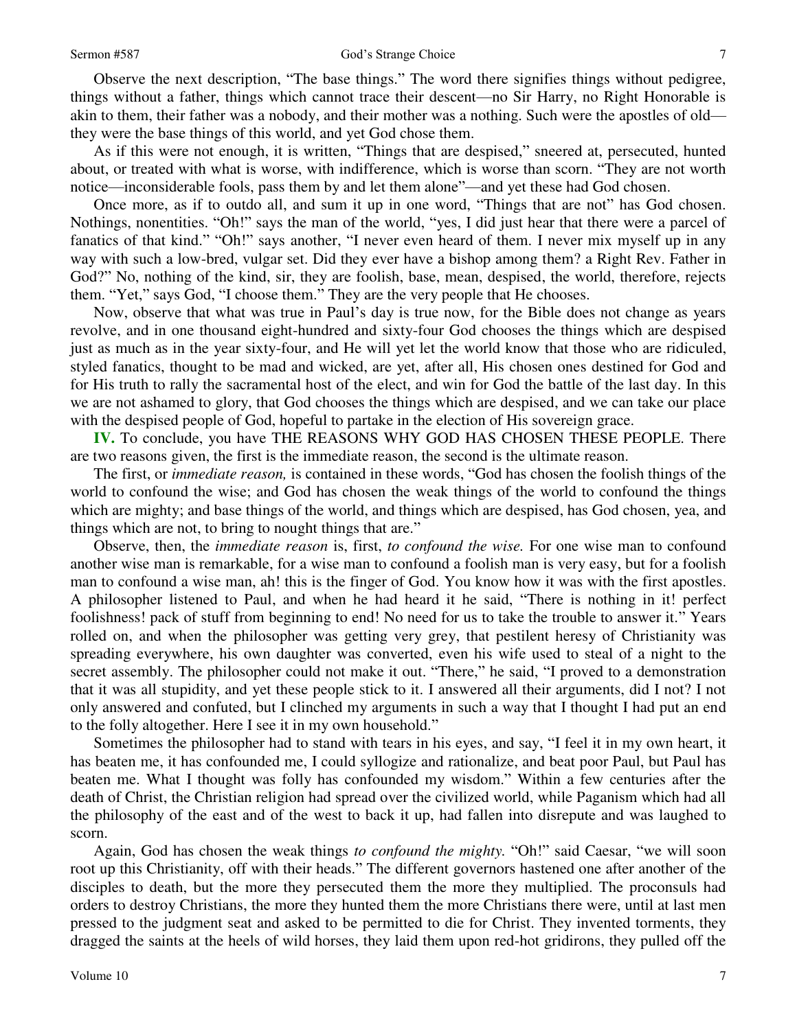Observe the next description, "The base things." The word there signifies things without pedigree, things without a father, things which cannot trace their descent—no Sir Harry, no Right Honorable is akin to them, their father was a nobody, and their mother was a nothing. Such were the apostles of old—they were the base things of this world, and yet God chose them.

As if this were not enough, it is written, "Things that are despised," sneered at, persecuted, hunted about, or treated with what is worse, with indifference, which is worse than scorn. "They are not worth notice—inconsiderable fools, pass them by and let them alone"—and yet these had God chosen.

Once more, as if to outdo all, and sum it up in one word, "Things that are not" has God chosen. Nothings, nonentities. "Oh!" says the man of the world, "yes, I did just hear that there were a parcel of fanatics of that kind." "Oh!" says another, "I never even heard of them. I never mix myself up in any way with such a low-bred, vulgar set. Did they ever have a bishop among them? a Right Rev. Father in God?" No, nothing of the kind, sir, they are foolish, base, mean, despised, the world, therefore, rejects them. "Yet," says God, "I choose them." They are the very people that He chooses.

Now, observe that what was true in Paul's day is true now, for the Bible does not change as years revolve, and in one thousand eight-hundred and sixty-four God chooses the things which are despised just as much as in the year sixty-four, and He will yet let the world know that those who are ridiculed, styled fanatics, thought to be mad and wicked, are yet, after all, His chosen ones destined for God and for His truth to rally the sacramental host of the elect, and win for God the battle of the last day. In this we are not ashamed to glory, that God chooses the things which are despised, and we can take our place with the despised people of God, hopeful to partake in the election of His sovereign grace.

**IV.** To conclude, you have THE REASONS WHY GOD HAS CHOSEN THESE PEOPLE. There are two reasons given, the first is the immediate reason, the second is the ultimate reason.

The first, or *immediate reason,* is contained in these words, "God has chosen the foolish things of the world to confound the wise; and God has chosen the weak things of the world to confound the things which are mighty; and base things of the world, and things which are despised, has God chosen, yea, and things which are not, to bring to nought things that are."

Observe, then, the *immediate reason* is, first, *to confound the wise.* For one wise man to confound another wise man is remarkable, for a wise man to confound a foolish man is very easy, but for a foolish man to confound a wise man, ah! this is the finger of God. You know how it was with the first apostles. A philosopher listened to Paul, and when he had heard it he said, "There is nothing in it! perfect foolishness! pack of stuff from beginning to end! No need for us to take the trouble to answer it." Years rolled on, and when the philosopher was getting very grey, that pestilent heresy of Christianity was spreading everywhere, his own daughter was converted, even his wife used to steal of a night to the secret assembly. The philosopher could not make it out. "There," he said, "I proved to a demonstration that it was all stupidity, and yet these people stick to it. I answered all their arguments, did I not? I not only answered and confuted, but I clinched my arguments in such a way that I thought I had put an end to the folly altogether. Here I see it in my own household."

Sometimes the philosopher had to stand with tears in his eyes, and say, "I feel it in my own heart, it has beaten me, it has confounded me, I could syllogize and rationalize, and beat poor Paul, but Paul has beaten me. What I thought was folly has confounded my wisdom." Within a few centuries after the death of Christ, the Christian religion had spread over the civilized world, while Paganism which had all the philosophy of the east and of the west to back it up, had fallen into disrepute and was laughed to scorn.

Again, God has chosen the weak things *to confound the mighty.* "Oh!" said Caesar, "we will soon root up this Christianity, off with their heads." The different governors hastened one after another of the disciples to death, but the more they persecuted them the more they multiplied. The proconsuls had orders to destroy Christians, the more they hunted them the more Christians there were, until at last men pressed to the judgment seat and asked to be permitted to die for Christ. They invented torments, they dragged the saints at the heels of wild horses, they laid them upon red-hot gridirons, they pulled off the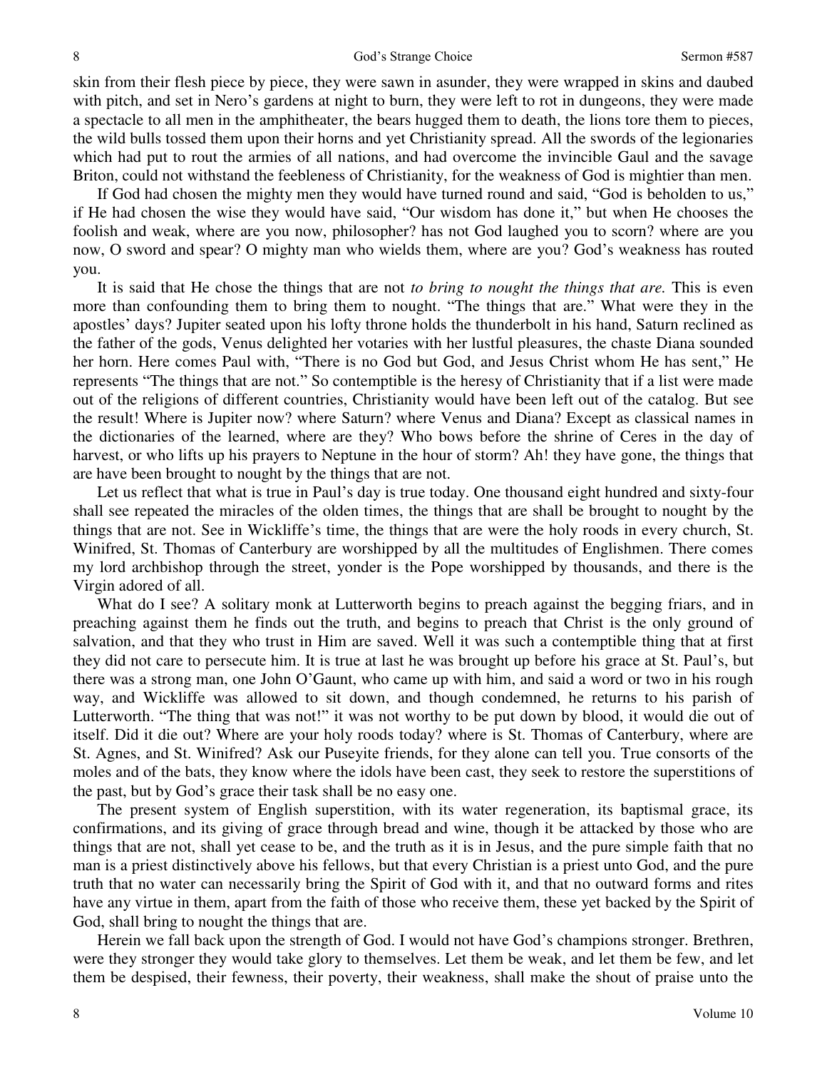skin from their flesh piece by piece, they were sawn in asunder, they were wrapped in skins and daubed with pitch, and set in Nero's gardens at night to burn, they were left to rot in dungeons, they were made a spectacle to all men in the amphitheater, the bears hugged them to death, the lions tore them to pieces, the wild bulls tossed them upon their horns and yet Christianity spread. All the swords of the legionaries which had put to rout the armies of all nations, and had overcome the invincible Gaul and the savage Briton, could not withstand the feebleness of Christianity, for the weakness of God is mightier than men.

If God had chosen the mighty men they would have turned round and said, "God is beholden to us," if He had chosen the wise they would have said, "Our wisdom has done it," but when He chooses the foolish and weak, where are you now, philosopher? has not God laughed you to scorn? where are you now, O sword and spear? O mighty man who wields them, where are you? God's weakness has routed you.

It is said that He chose the things that are not *to bring to nought the things that are.* This is even more than confounding them to bring them to nought. "The things that are." What were they in the apostles' days? Jupiter seated upon his lofty throne holds the thunderbolt in his hand, Saturn reclined as the father of the gods, Venus delighted her votaries with her lustful pleasures, the chaste Diana sounded her horn. Here comes Paul with, "There is no God but God, and Jesus Christ whom He has sent," He represents "The things that are not." So contemptible is the heresy of Christianity that if a list were made out of the religions of different countries, Christianity would have been left out of the catalog. But see the result! Where is Jupiter now? where Saturn? where Venus and Diana? Except as classical names in the dictionaries of the learned, where are they? Who bows before the shrine of Ceres in the day of harvest, or who lifts up his prayers to Neptune in the hour of storm? Ah! they have gone, the things that are have been brought to nought by the things that are not.

Let us reflect that what is true in Paul's day is true today. One thousand eight hundred and sixty-four shall see repeated the miracles of the olden times, the things that are shall be brought to nought by the things that are not. See in Wickliffe's time, the things that are were the holy roods in every church, St. Winifred, St. Thomas of Canterbury are worshipped by all the multitudes of Englishmen. There comes my lord archbishop through the street, yonder is the Pope worshipped by thousands, and there is the Virgin adored of all.

What do I see? A solitary monk at Lutterworth begins to preach against the begging friars, and in preaching against them he finds out the truth, and begins to preach that Christ is the only ground of salvation, and that they who trust in Him are saved. Well it was such a contemptible thing that at first they did not care to persecute him. It is true at last he was brought up before his grace at St. Paul's, but there was a strong man, one John O'Gaunt, who came up with him, and said a word or two in his rough way, and Wickliffe was allowed to sit down, and though condemned, he returns to his parish of Lutterworth. "The thing that was not!" it was not worthy to be put down by blood, it would die out of itself. Did it die out? Where are your holy roods today? where is St. Thomas of Canterbury, where are St. Agnes, and St. Winifred? Ask our Puseyite friends, for they alone can tell you. True consorts of the moles and of the bats, they know where the idols have been cast, they seek to restore the superstitions of the past, but by God's grace their task shall be no easy one.

The present system of English superstition, with its water regeneration, its baptismal grace, its confirmations, and its giving of grace through bread and wine, though it be attacked by those who are things that are not, shall yet cease to be, and the truth as it is in Jesus, and the pure simple faith that no man is a priest distinctively above his fellows, but that every Christian is a priest unto God, and the pure truth that no water can necessarily bring the Spirit of God with it, and that no outward forms and rites have any virtue in them, apart from the faith of those who receive them, these yet backed by the Spirit of God, shall bring to nought the things that are.

Herein we fall back upon the strength of God. I would not have God's champions stronger. Brethren, were they stronger they would take glory to themselves. Let them be weak, and let them be few, and let them be despised, their fewness, their poverty, their weakness, shall make the shout of praise unto the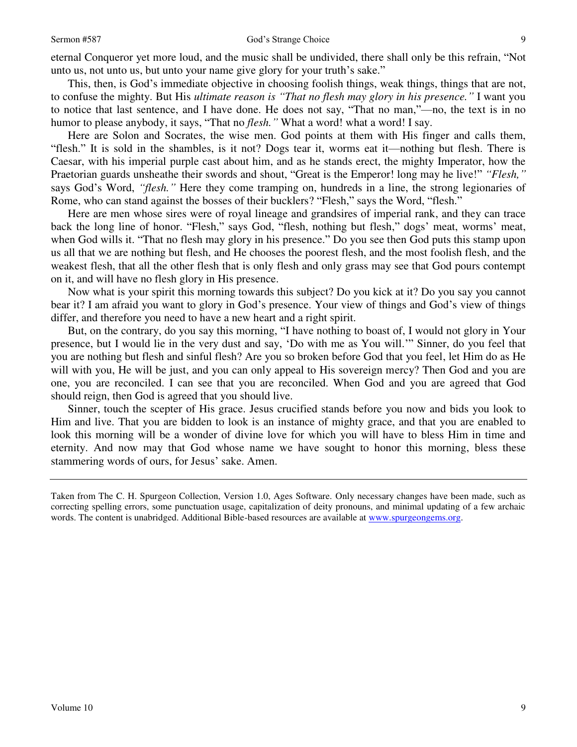eternal Conqueror yet more loud, and the music shall be undivided, there shall only be this refrain, "Not unto us, not unto us, but unto your name give glory for your truth's sake."

This, then, is God's immediate objective in choosing foolish things, weak things, things that are not, to confuse the mighty. But His *ultimate reason is "That no flesh may glory in his presence."* I want you to notice that last sentence, and I have done. He does not say, "That no man,"—no, the text is in no humor to please anybody, it says, "That no *flesh."* What a word! what a word! I say.

Here are Solon and Socrates, the wise men. God points at them with His finger and calls them, "flesh." It is sold in the shambles, is it not? Dogs tear it, worms eat it—nothing but flesh. There is Caesar, with his imperial purple cast about him, and as he stands erect, the mighty Imperator, how the Praetorian guards unsheathe their swords and shout, "Great is the Emperor! long may he live!" *"Flesh,"* says God's Word, *"flesh."* Here they come tramping on, hundreds in a line, the strong legionaries of Rome, who can stand against the bosses of their bucklers? "Flesh," says the Word, "flesh."

Here are men whose sires were of royal lineage and grandsires of imperial rank, and they can trace back the long line of honor. "Flesh," says God, "flesh, nothing but flesh," dogs' meat, worms' meat, when God wills it. "That no flesh may glory in his presence." Do you see then God puts this stamp upon us all that we are nothing but flesh, and He chooses the poorest flesh, and the most foolish flesh, and the weakest flesh, that all the other flesh that is only flesh and only grass may see that God pours contempt on it, and will have no flesh glory in His presence.

Now what is your spirit this morning towards this subject? Do you kick at it? Do you say you cannot bear it? I am afraid you want to glory in God's presence. Your view of things and God's view of things differ, and therefore you need to have a new heart and a right spirit.

But, on the contrary, do you say this morning, "I have nothing to boast of, I would not glory in Your presence, but I would lie in the very dust and say, 'Do with me as You will.'" Sinner, do you feel that you are nothing but flesh and sinful flesh? Are you so broken before God that you feel, let Him do as He will with you, He will be just, and you can only appeal to His sovereign mercy? Then God and you are one, you are reconciled. I can see that you are reconciled. When God and you are agreed that God should reign, then God is agreed that you should live.

Sinner, touch the scepter of His grace. Jesus crucified stands before you now and bids you look to Him and live. That you are bidden to look is an instance of mighty grace, and that you are enabled to look this morning will be a wonder of divine love for which you will have to bless Him in time and eternity. And now may that God whose name we have sought to honor this morning, bless these stammering words of ours, for Jesus' sake. Amen.

---

Taken from The C. H. Spurgeon Collection, Version 1.0, Ages Software. Only necessary changes have been made, such as correcting spelling errors, some punctuation usage, capitalization of deity pronouns, and minimal updating of a few archaic words. The content is unabridged. Additional Bible-based resources are available at www.spurgeongems.org.